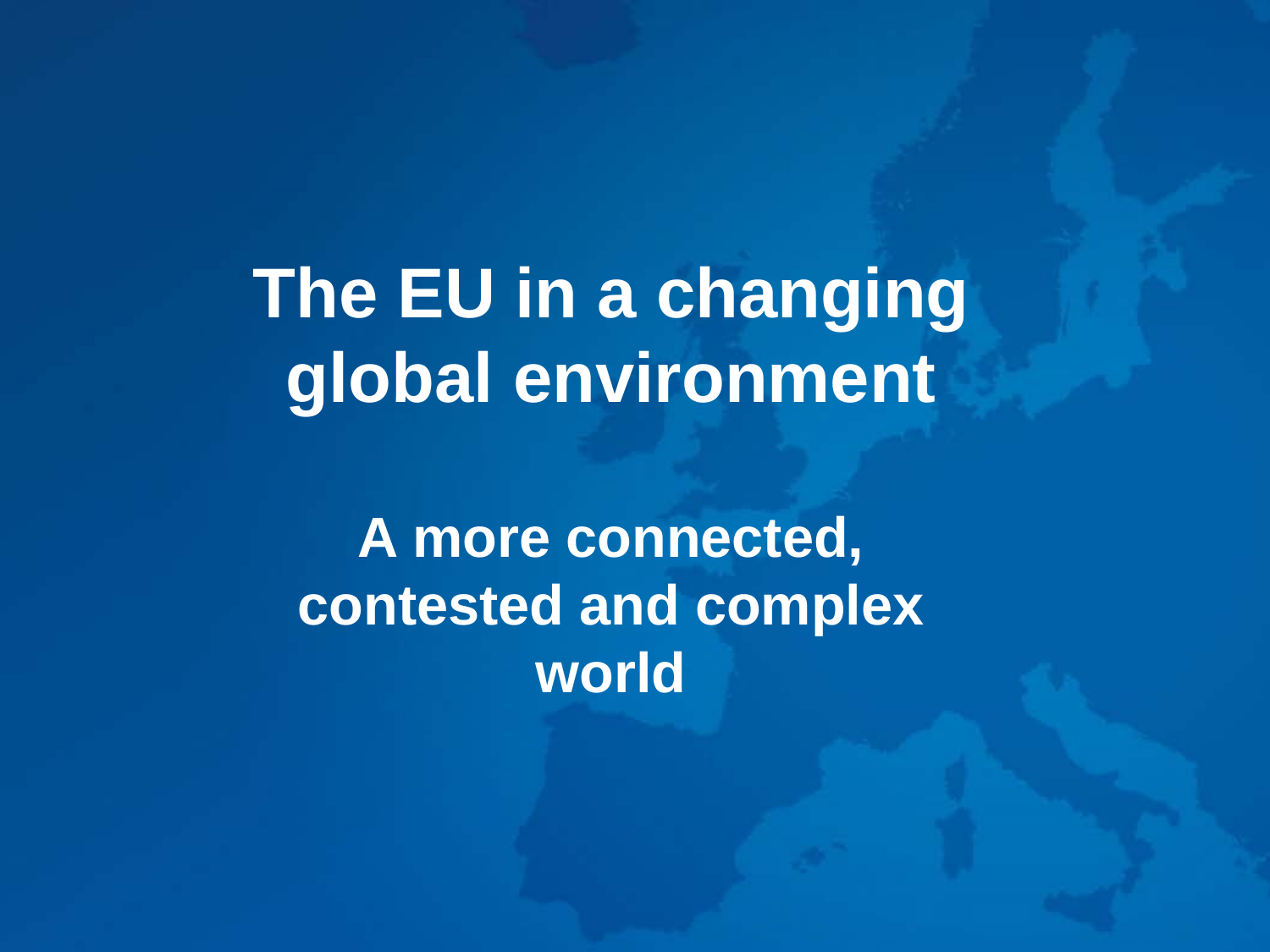# The EU in a changing global environment

## A more connected, contested and complex world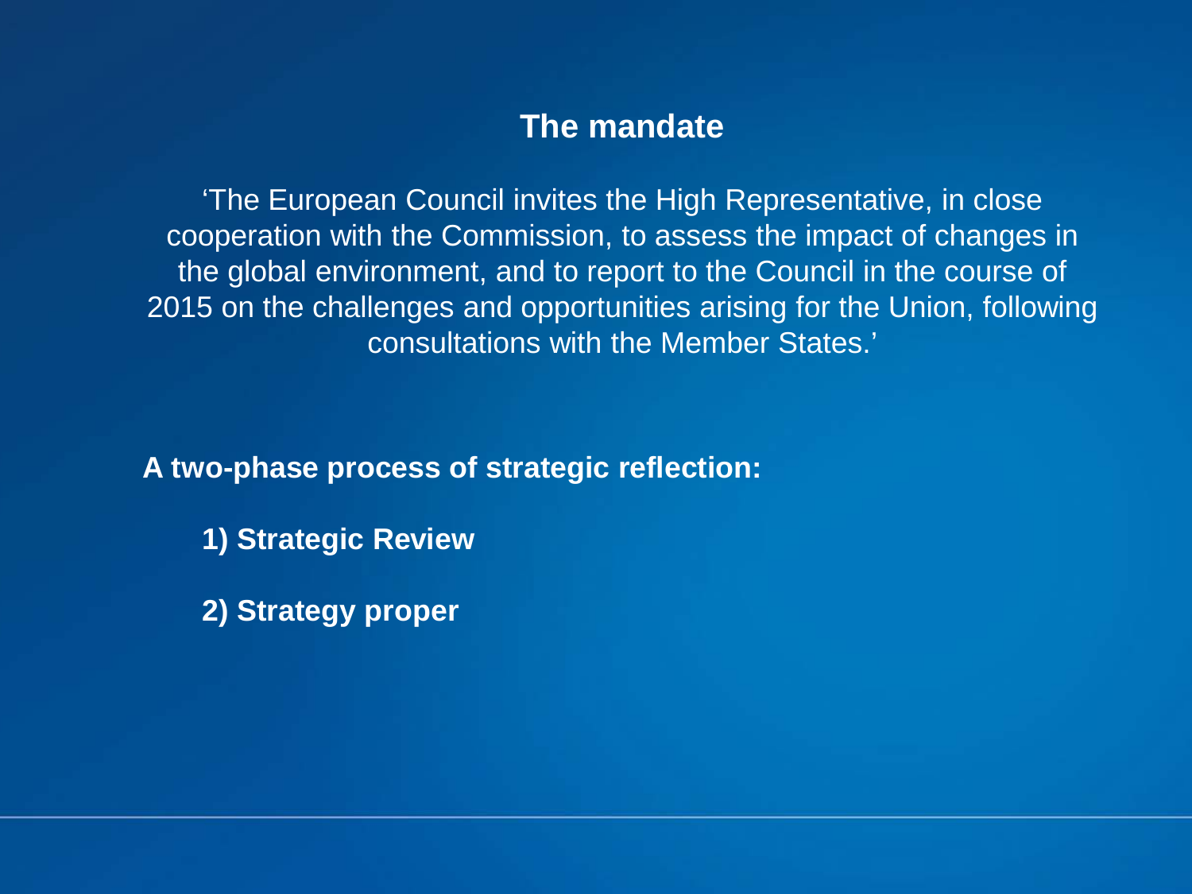## The mandate

'The European Council invites the High Representative, in close cooperation with the Commission, to assess the impact of changes in the global environment, and to report to the Council in the course of 2015 on the challenges and opportunities arising for the Union, following consultations with the Member States.'

**A two-phase process of strategic reflection:**

1) **Strategic Review**

2) **Strategy proper**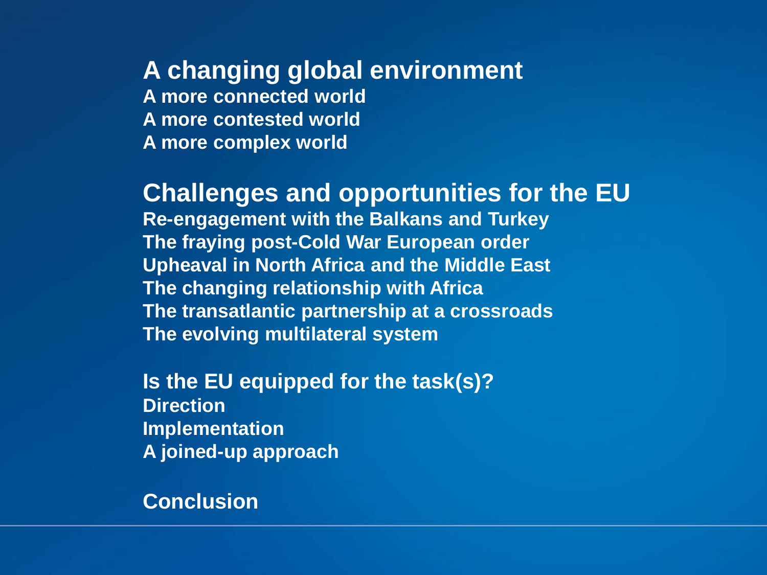## A changing global environment

A more connected world

A more contested world

A more complex world

## Challenges and opportunities for the EU

Re-engagement with the Balkans and Turkey

The fraying post-Cold War European order

Upheaval in North Africa and the Middle East

The changing relationship with Africa

The transatlantic partnership at a crossroads

The evolving multilateral system

## Is the EU equipped for the task(s)?

Direction

Implementation

A joined-up approach

## Conclusion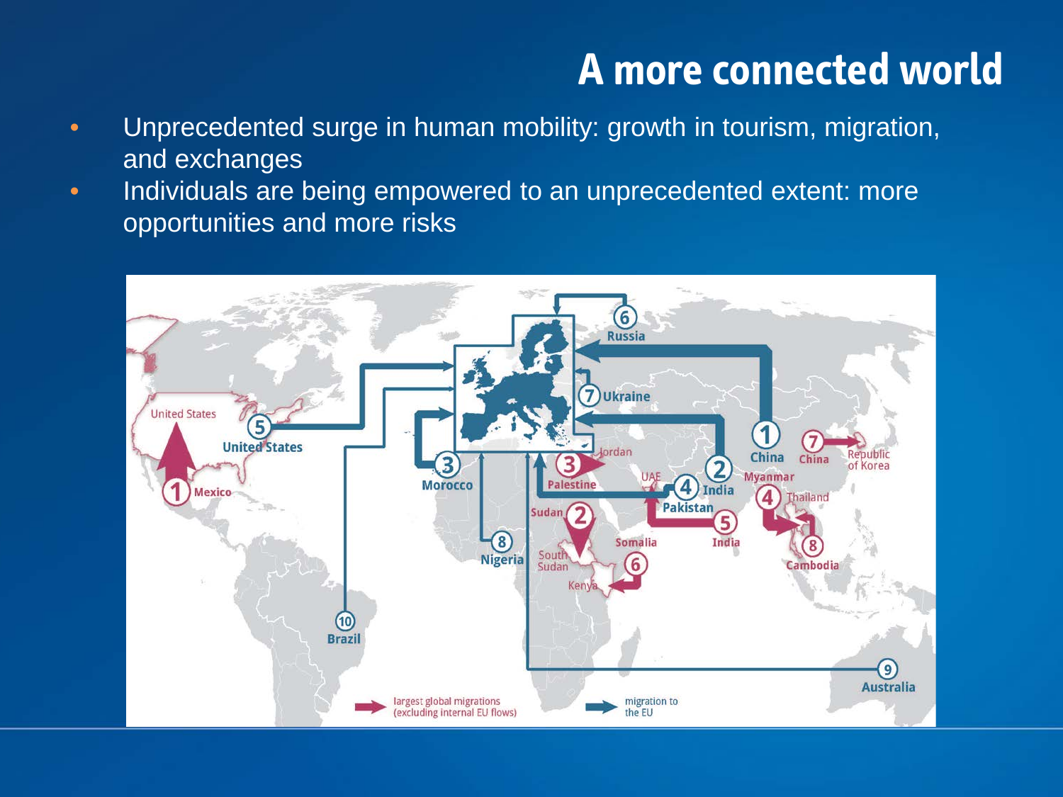# A more connected world

- Unprecedented surge in human mobility: growth in tourism, migration, and exchanges
- Individuals are being empowered to an unprecedented extent: more opportunities and more risks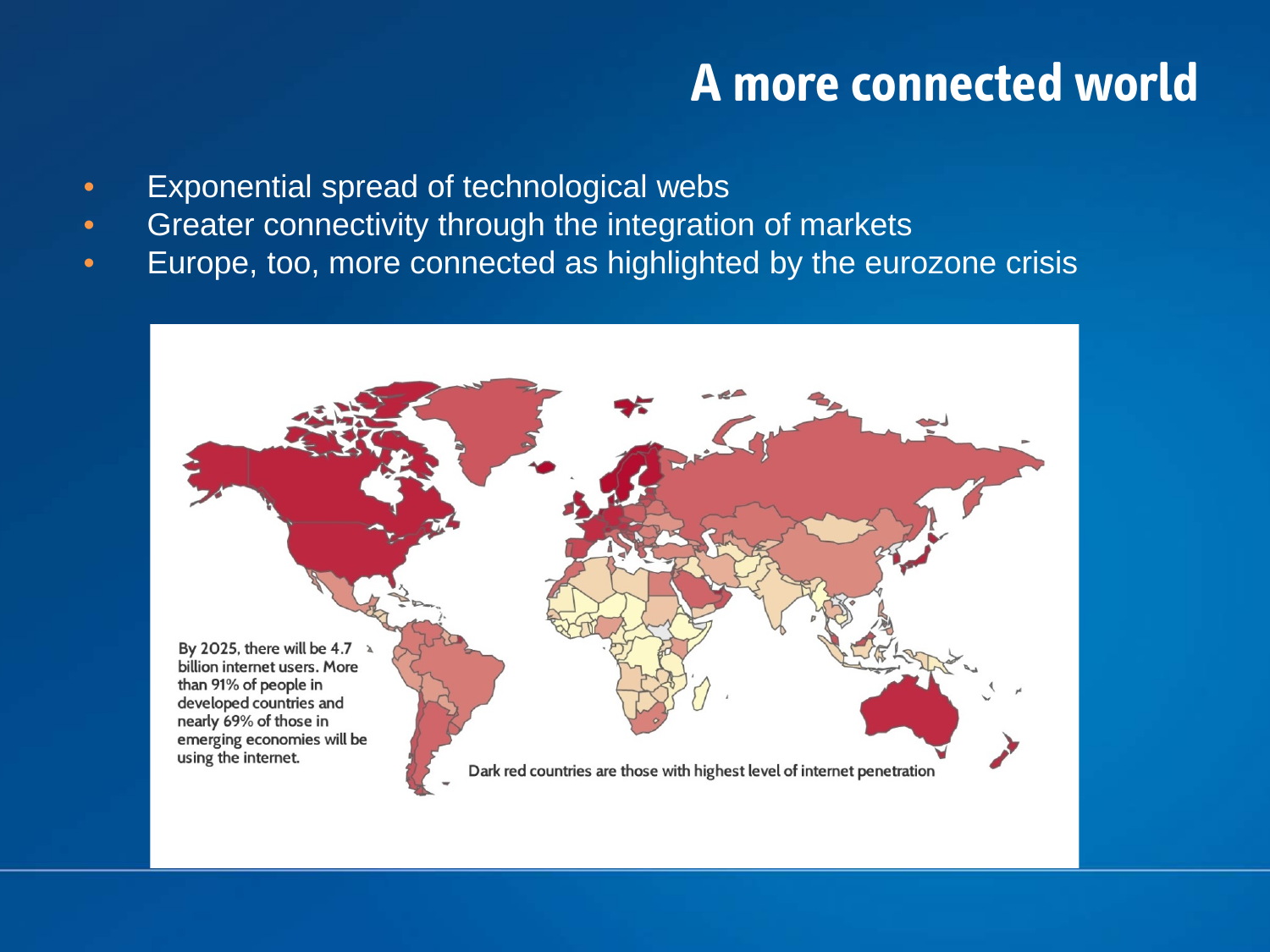# A more connected world

- Exponential spread of technological webs
- Greater connectivity through the integration of markets
- Europe, too, more connected as highlighted by the eurozone crisis

By 2025, there will be 4.7 billion internet users. More than 91% of people in developed countries and nearly 69% of those in emerging economies will be using the internet.

Dark red countries are those with highest level of internet penetration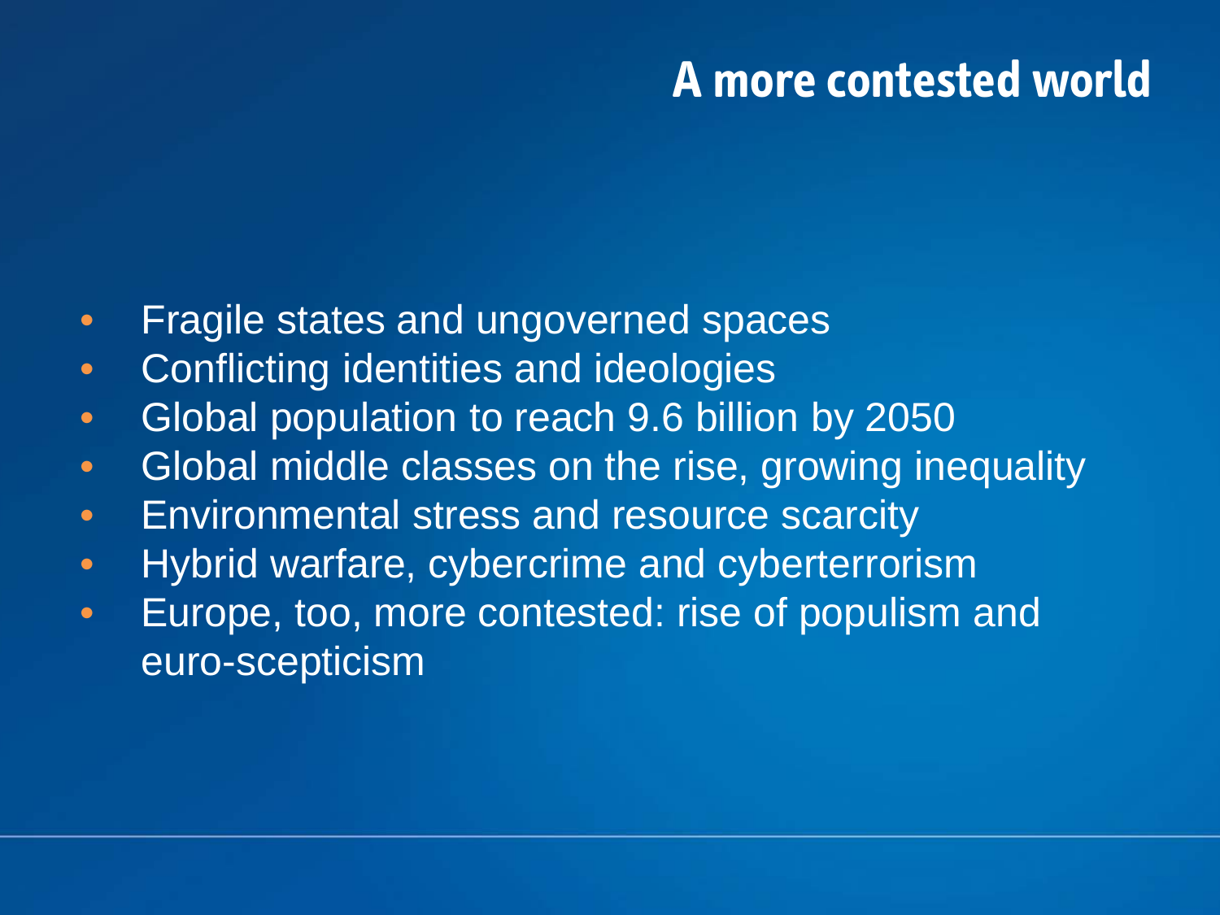# A more contested world

- Fragile states and ungoverned spaces
- Conflicting identities and ideologies
- Global population to reach 9.6 billion by 2050
- Global middle classes on the rise, growing inequality
- Environmental stress and resource scarcity
- Hybrid warfare, cybercrime and cyberterrorism
- Europe, too, more contested: rise of populism and euro-scepticism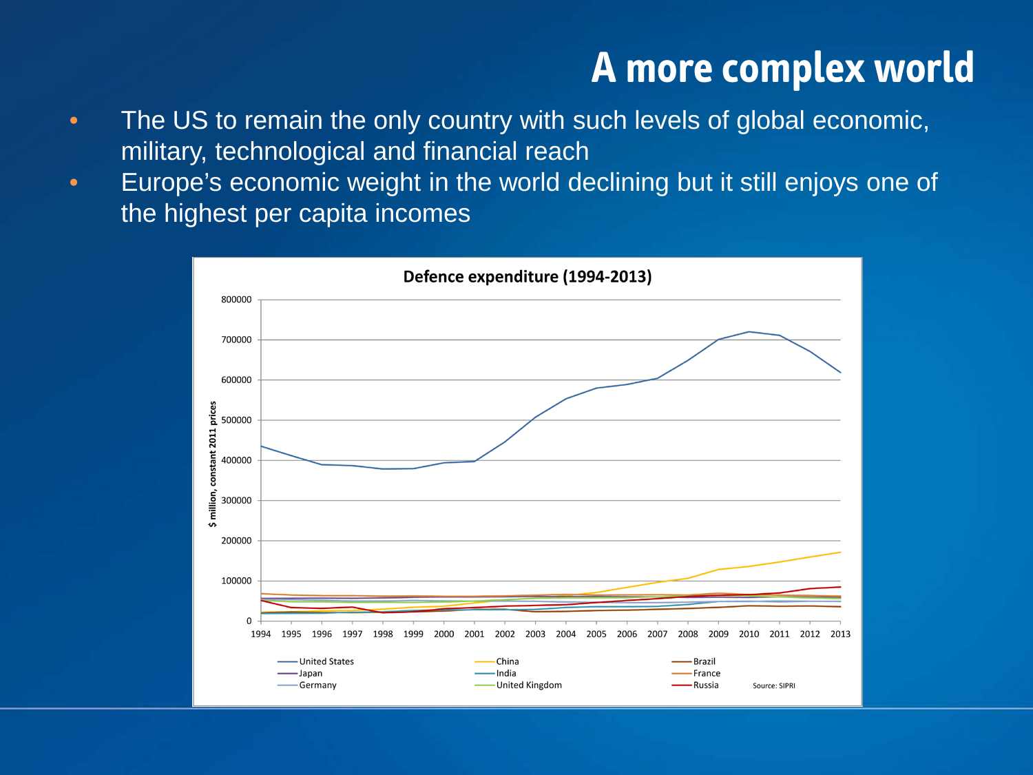# A more complex world

- The US to remain the only country with such levels of global economic, military, technological and financial reach
- Europe's economic weight in the world declining but it still enjoys one of the highest per capita incomes

**Defence expenditure (1994-2013)**

$ million, constant 2011 prices

United States, China, Brazil, Japan, India, France, Germany, United Kingdom, Russia

Source: SIPRI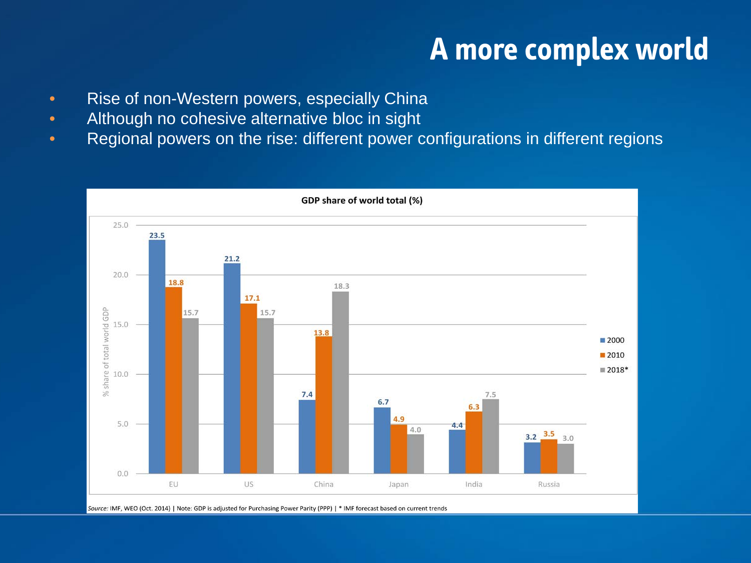# A more complex world

- Rise of non-Western powers, especially China
- Although no cohesive alternative bloc in sight
- Regional powers on the rise: different power configurations in different regions

**GDP share of world total (%)**

| | 2000 | 2010 | 2018* |
|---|---|---|---|
| EU | 23.5 | 18.8 | 15.7 |
| US | 21.2 | 17.1 | 15.7 |
| China | 7.4 | 13.8 | 18.3 |
| Japan | 6.7 | 4.9 | 4.0 |
| India | 4.4 | 6.3 | 7.5 |
| Russia | 3.2 | 3.5 | 3.0 |

*Source:* IMF, WEO (Oct. 2014) | Note: GDP is adjusted for Purchasing Power Parity (PPP) | * IMF forecast based on current trends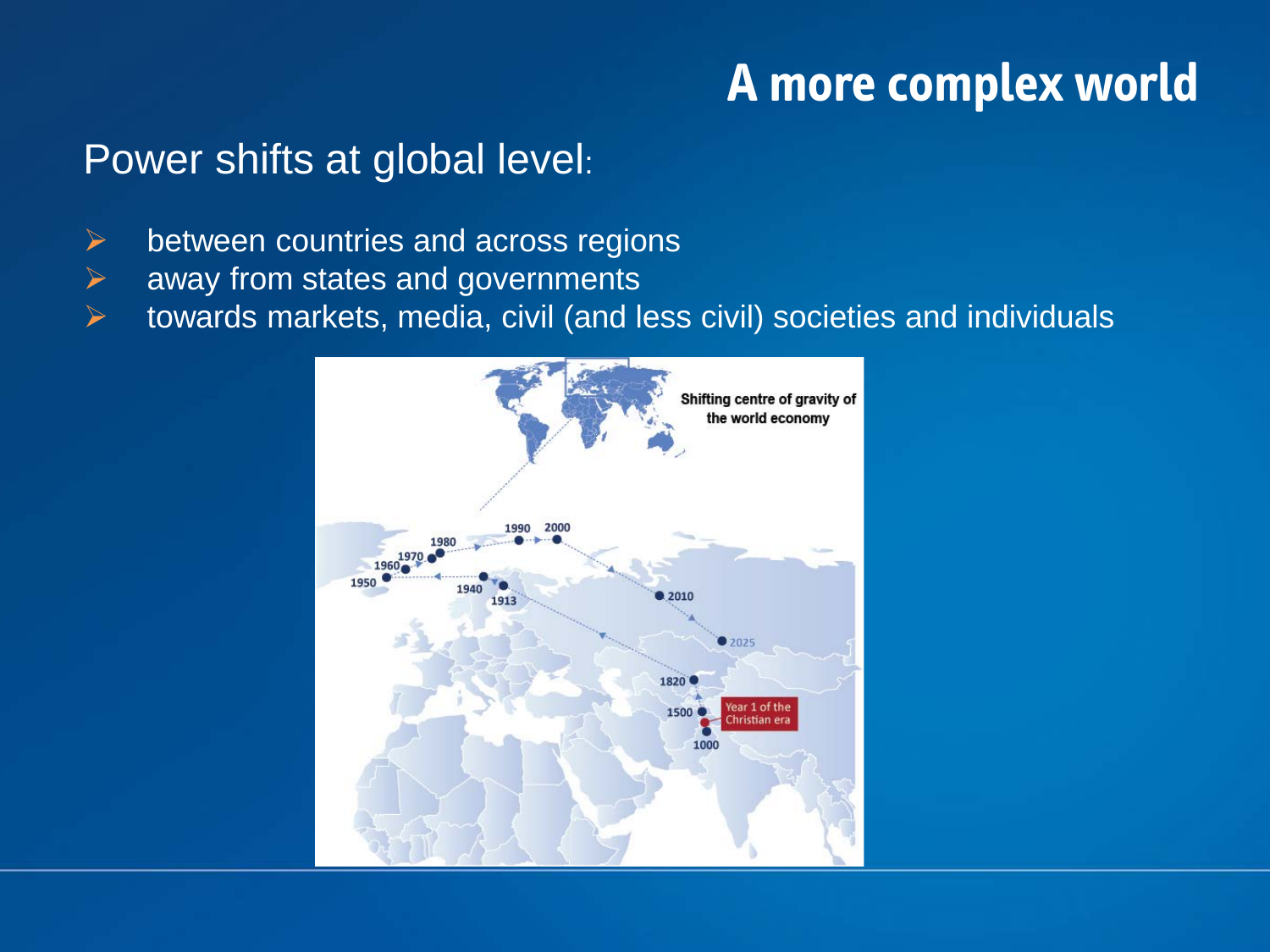# A more complex world

## Power shifts at global level:

- between countries and across regions
- away from states and governments
- towards markets, media, civil (and less civil) societies and individuals

Shifting centre of gravity of the world economy

1950, 1960, 1970, 1980, 1990, 2000, 2010, 2025, 1940, 1913, 1820, 1500, Year 1 of the Christian era, 1000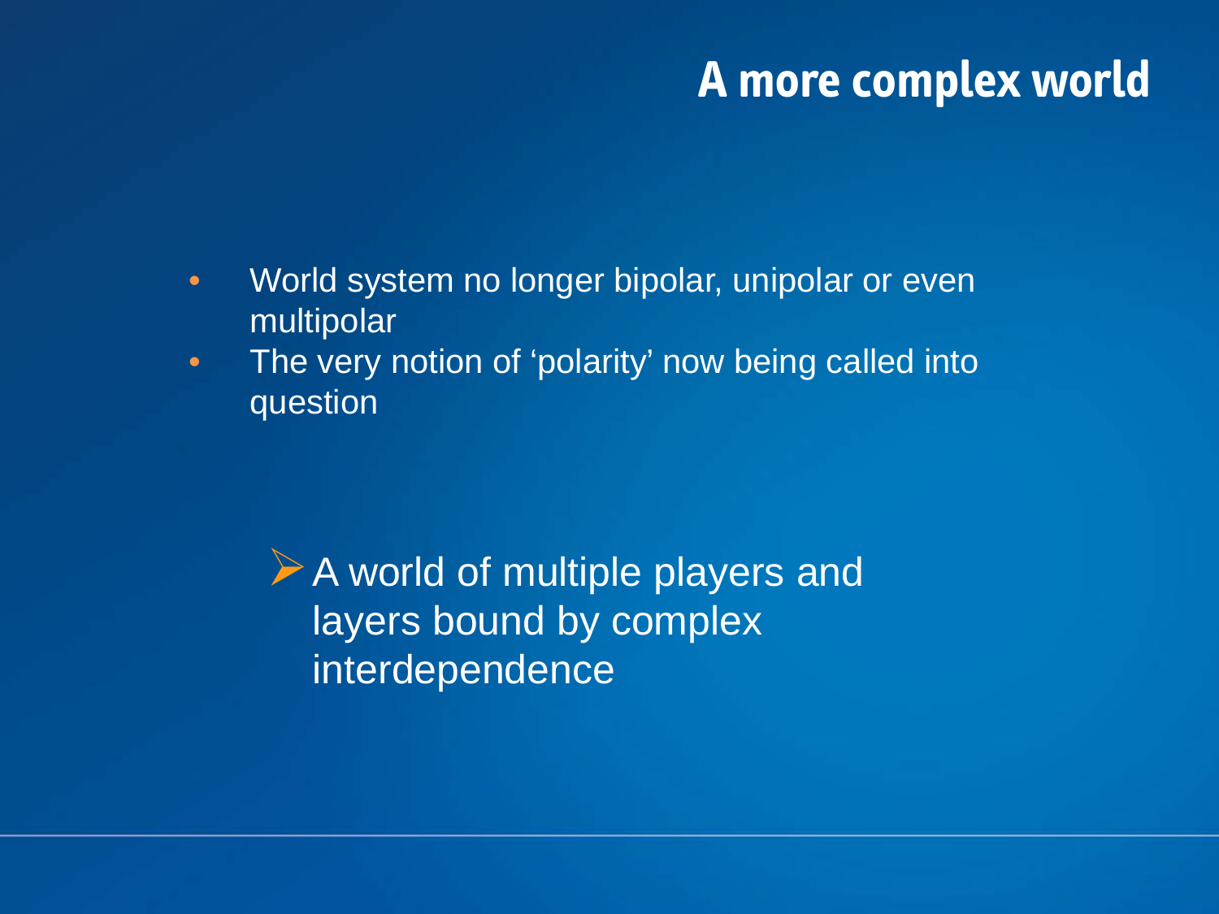# A more complex world

- World system no longer bipolar, unipolar or even multipolar
- The very notion of ‘polarity’ now being called into question

  - A world of multiple players and layers bound by complex interdependence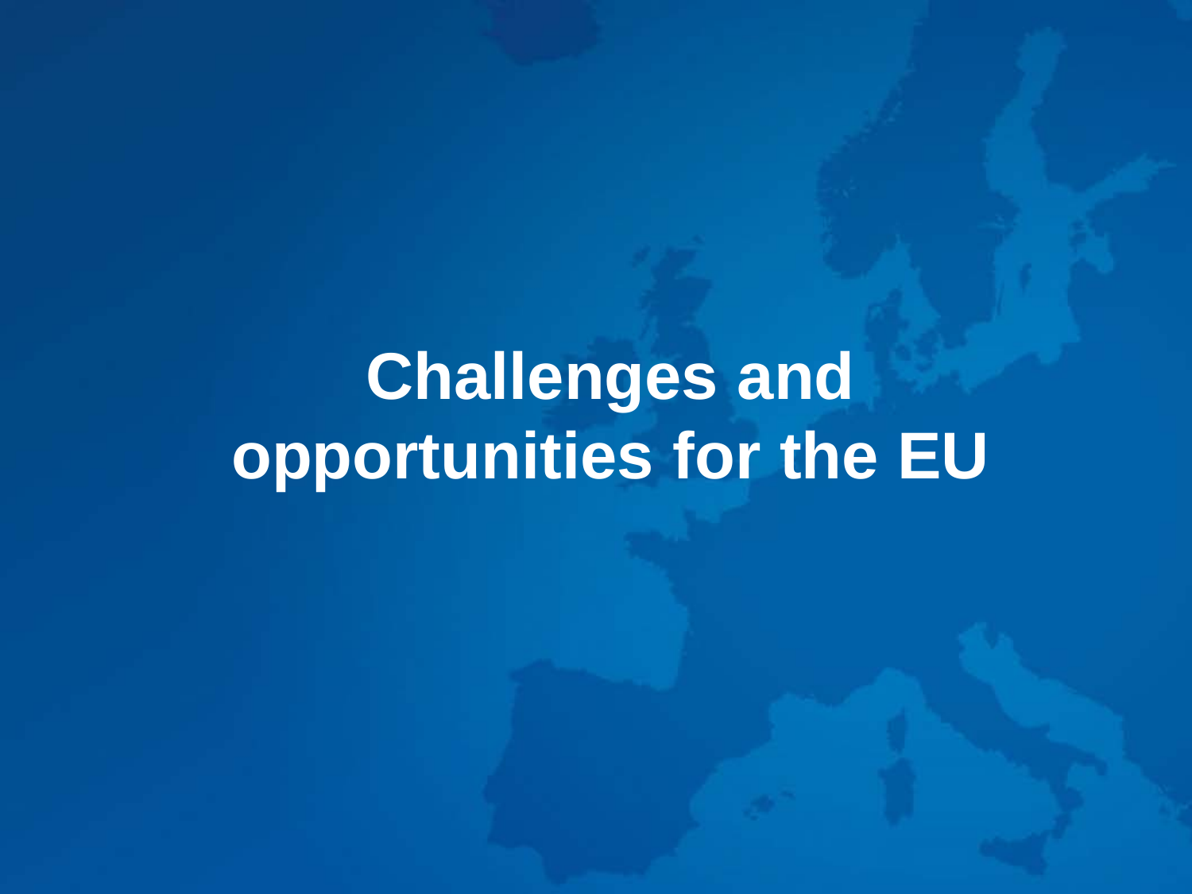# Challenges and opportunities for the EU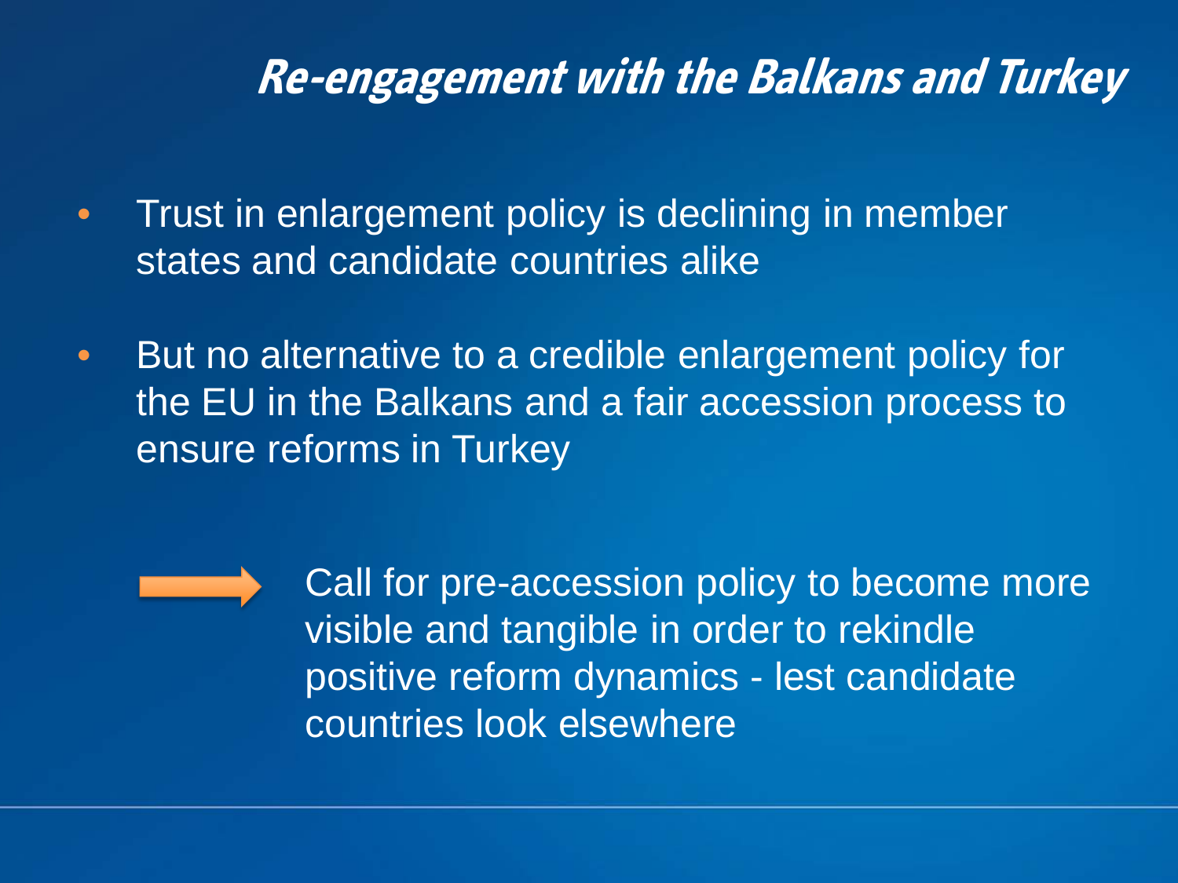# Re-engagement with the Balkans and Turkey

- Trust in enlargement policy is declining in member states and candidate countries alike
- But no alternative to a credible enlargement policy for the EU in the Balkans and a fair accession process to ensure reforms in Turkey

→ Call for pre-accession policy to become more visible and tangible in order to rekindle positive reform dynamics - lest candidate countries look elsewhere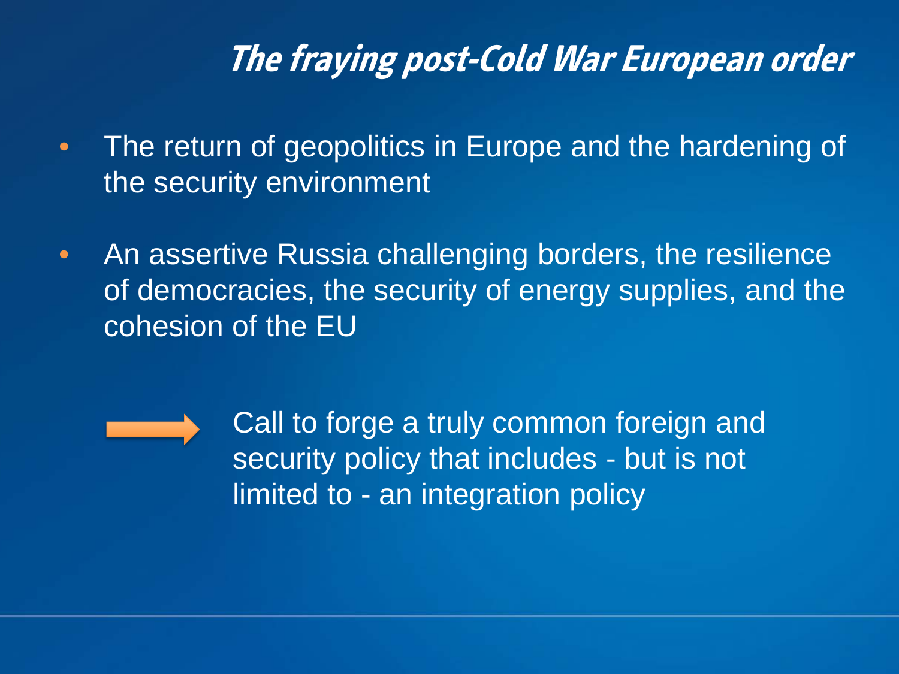## *The fraying post-Cold War European order*

- The return of geopolitics in Europe and the hardening of the security environment
- An assertive Russia challenging borders, the resilience of democracies, the security of energy supplies, and the cohesion of the EU

→ Call to forge a truly common foreign and security policy that includes - but is not limited to - an integration policy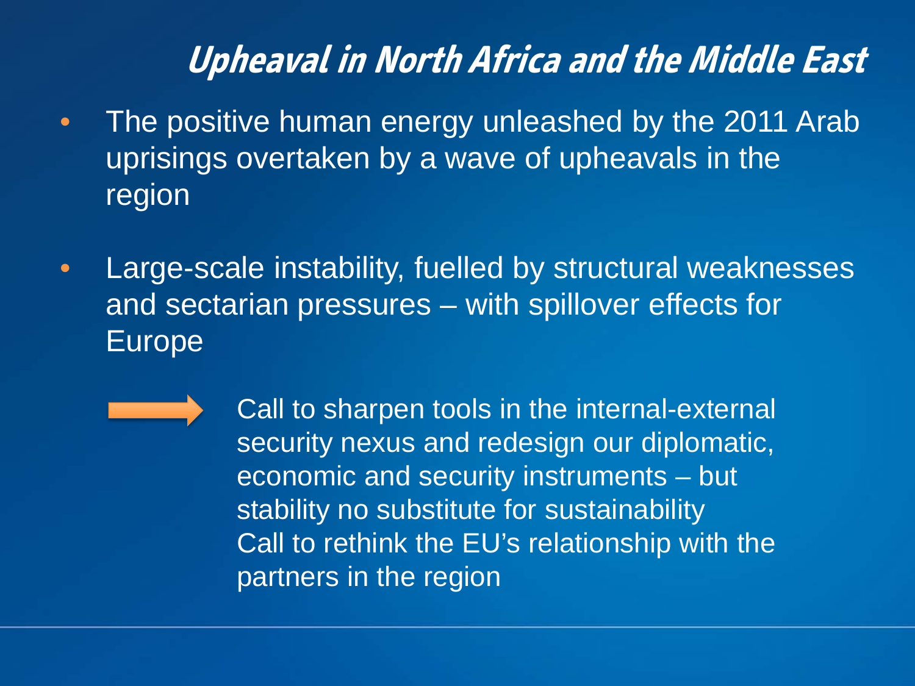## Upheaval in North Africa and the Middle East

- The positive human energy unleashed by the 2011 Arab uprisings overtaken by a wave of upheavals in the region
- Large-scale instability, fuelled by structural weaknesses and sectarian pressures – with spillover effects for Europe

→ Call to sharpen tools in the internal-external security nexus and redesign our diplomatic, economic and security instruments – but stability no substitute for sustainability
Call to rethink the EU's relationship with the partners in the region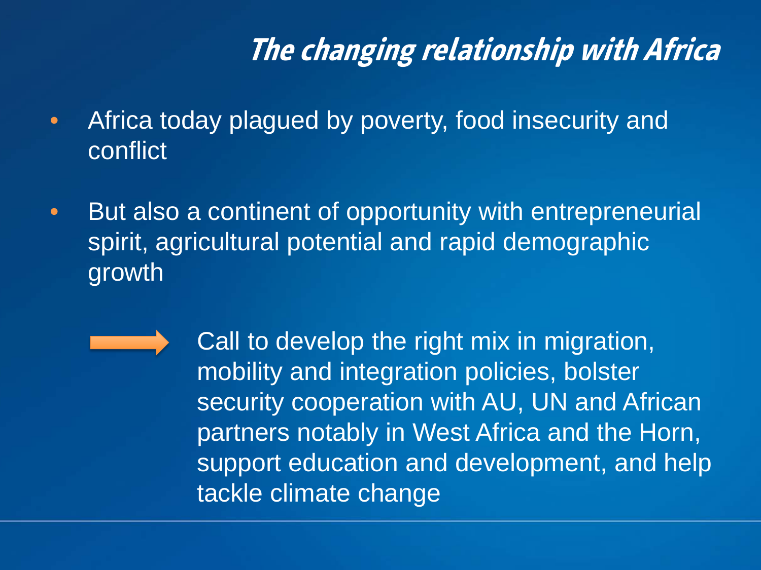## *The changing relationship with Africa*

- Africa today plagued by poverty, food insecurity and conflict
- But also a continent of opportunity with entrepreneurial spirit, agricultural potential and rapid demographic growth

→ Call to develop the right mix in migration, mobility and integration policies, bolster security cooperation with AU, UN and African partners notably in West Africa and the Horn, support education and development, and help tackle climate change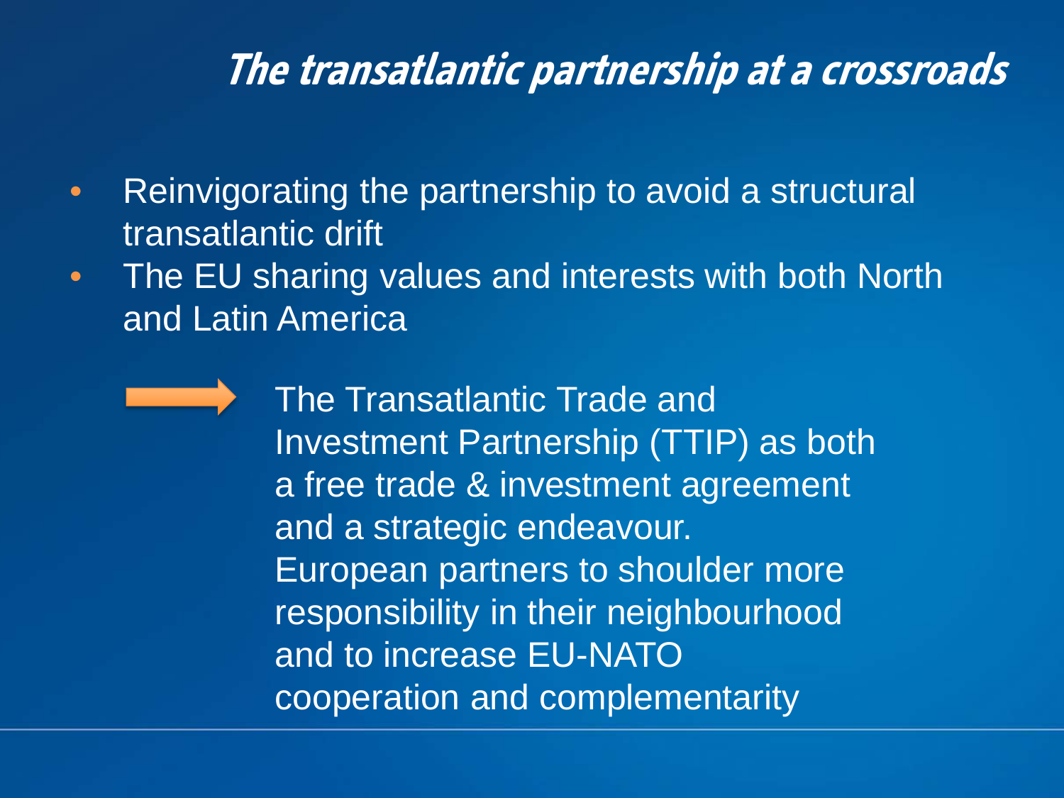# *The transatlantic partnership at a crossroads*

- Reinvigorating the partnership to avoid a structural transatlantic drift
- The EU sharing values and interests with both North and Latin America

→ The Transatlantic Trade and Investment Partnership (TTIP) as both a free trade & investment agreement and a strategic endeavour.
European partners to shoulder more responsibility in their neighbourhood and to increase EU-NATO cooperation and complementarity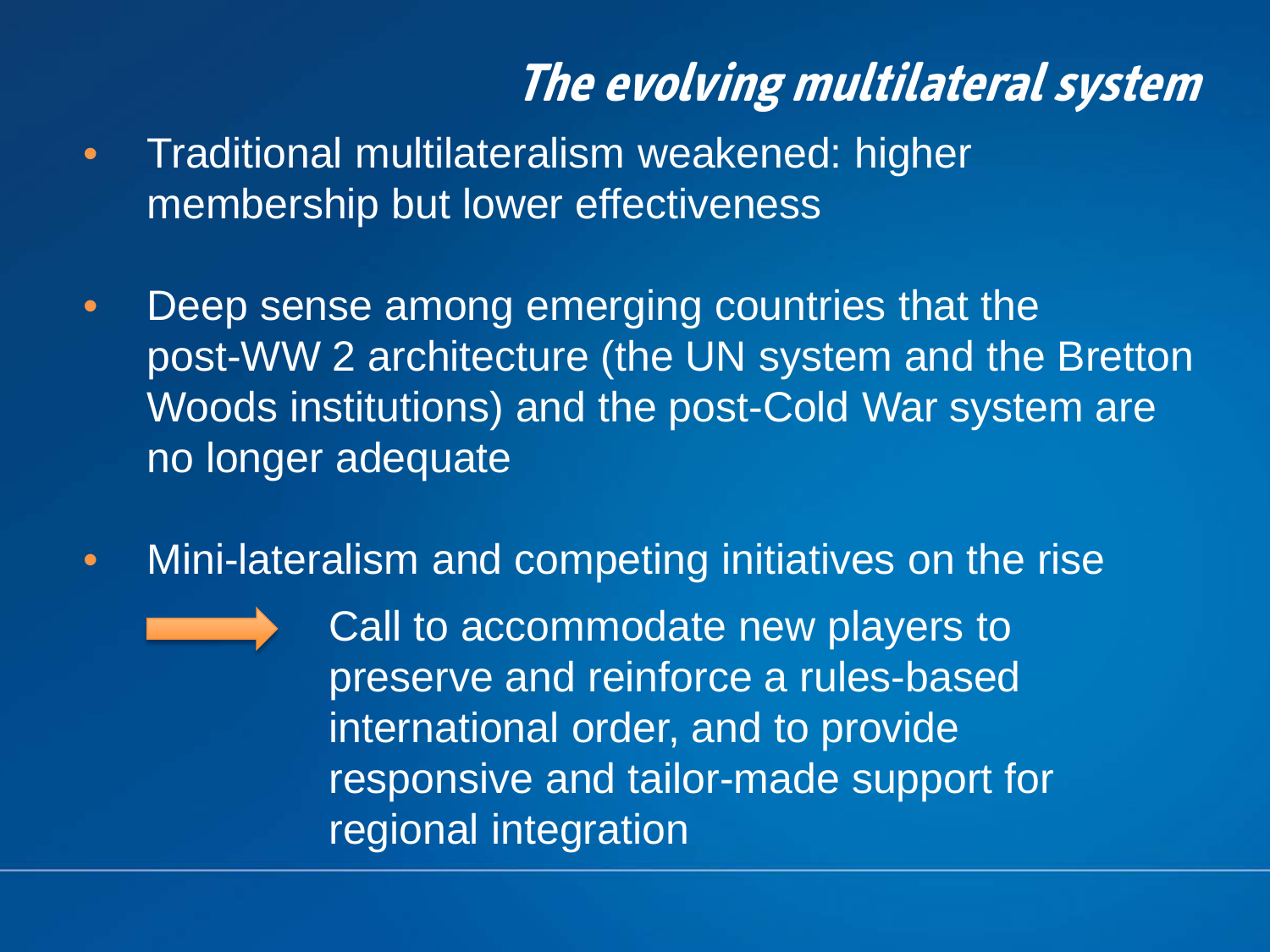## *The evolving multilateral system*

- Traditional multilateralism weakened: higher membership but lower effectiveness
- Deep sense among emerging countries that the post-WW 2 architecture (the UN system and the Bretton Woods institutions) and the post-Cold War system are no longer adequate
- Mini-lateralism and competing initiatives on the rise

→ Call to accommodate new players to preserve and reinforce a rules-based international order, and to provide responsive and tailor-made support for regional integration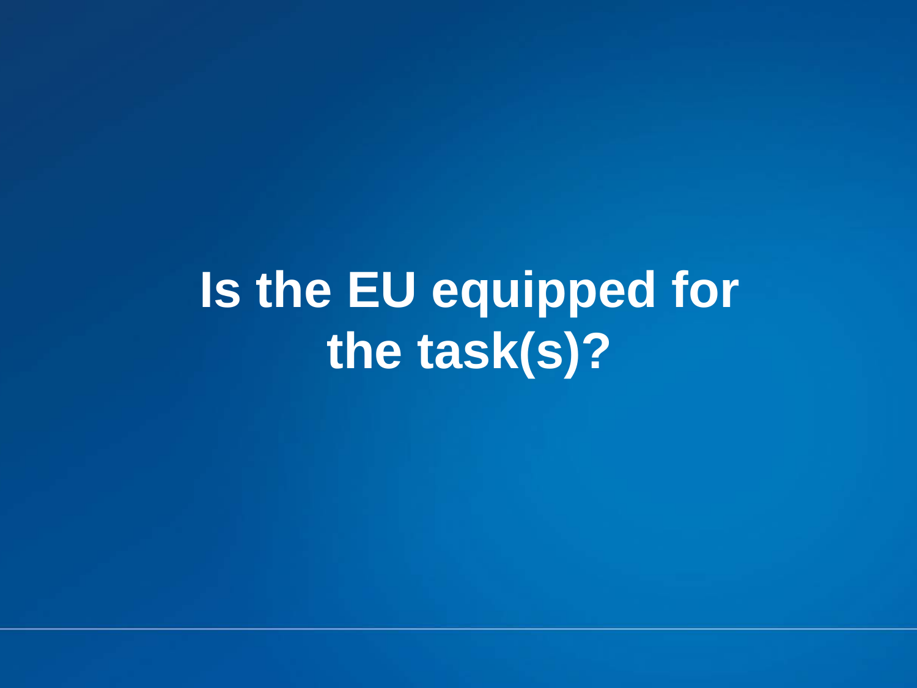# Is the EU equipped for the task(s)?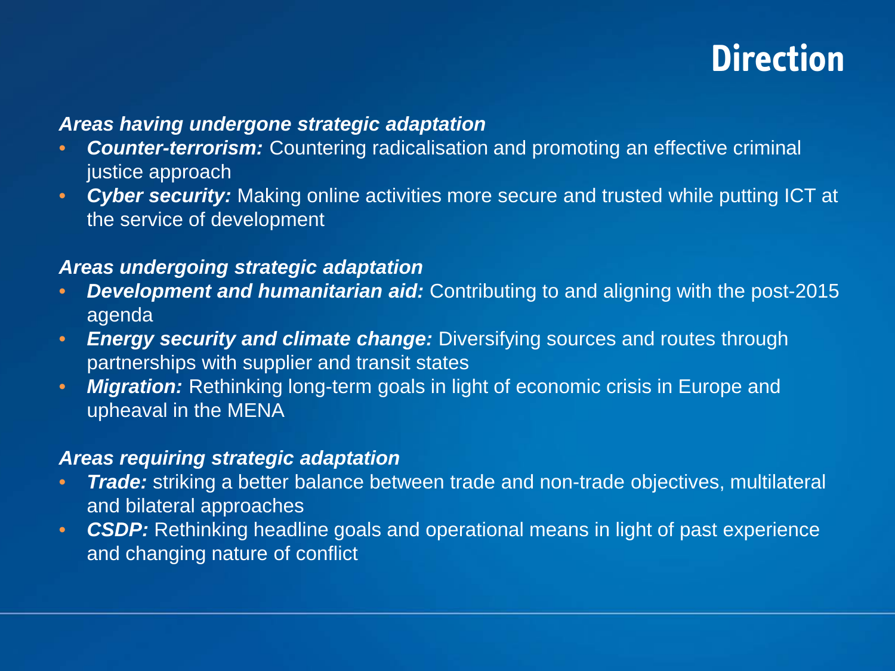# Direction

***Areas having undergone strategic adaptation***

- ***Counter-terrorism:*** Countering radicalisation and promoting an effective criminal justice approach
- ***Cyber security:*** Making online activities more secure and trusted while putting ICT at the service of development

***Areas undergoing strategic adaptation***

- ***Development and humanitarian aid:*** Contributing to and aligning with the post-2015 agenda
- ***Energy security and climate change:*** Diversifying sources and routes through partnerships with supplier and transit states
- ***Migration:*** Rethinking long-term goals in light of economic crisis in Europe and upheaval in the MENA

***Areas requiring strategic adaptation***

- ***Trade:*** striking a better balance between trade and non-trade objectives, multilateral and bilateral approaches
- ***CSDP:*** Rethinking headline goals and operational means in light of past experience and changing nature of conflict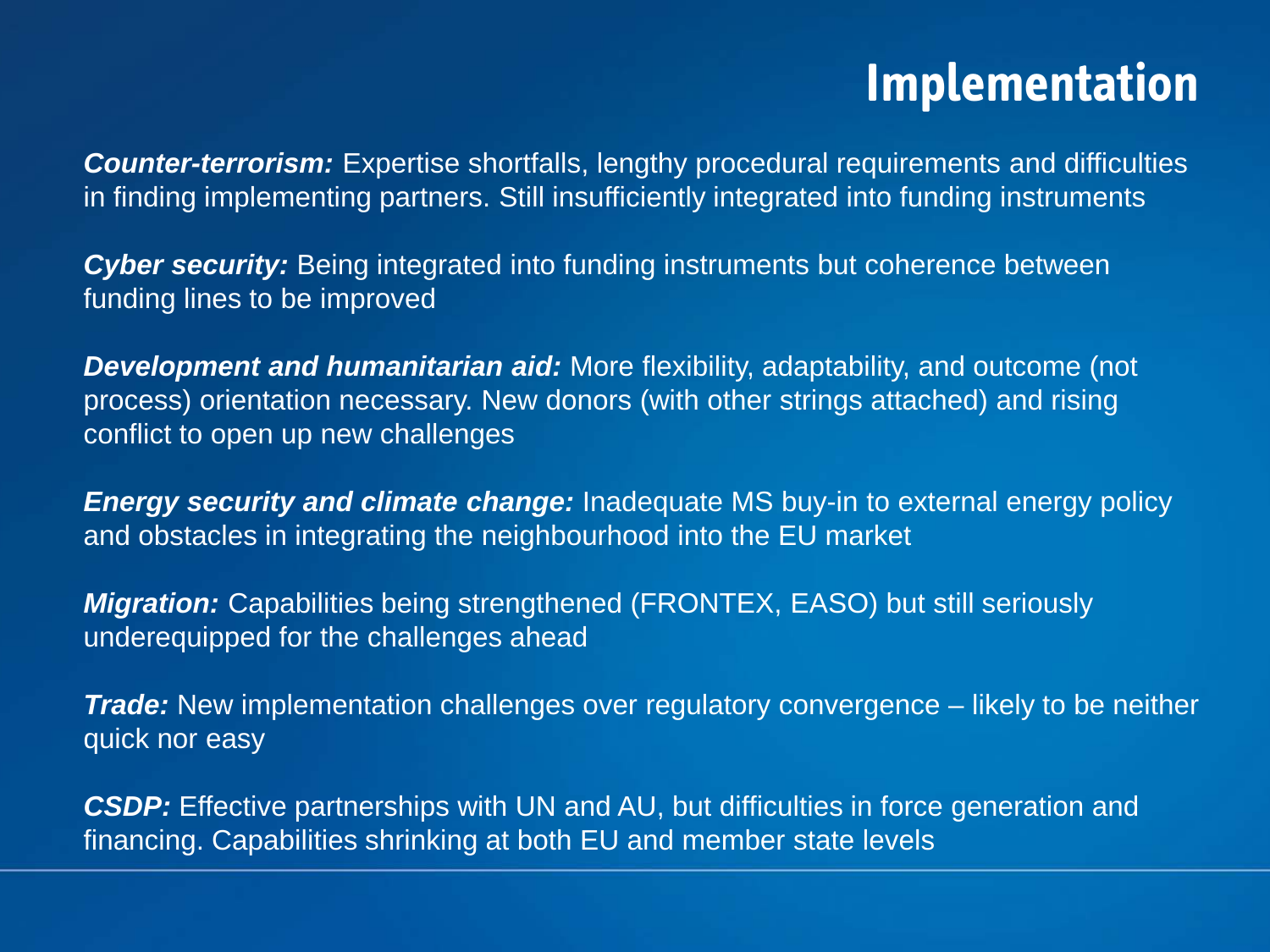# Implementation

***Counter-terrorism:*** Expertise shortfalls, lengthy procedural requirements and difficulties in finding implementing partners. Still insufficiently integrated into funding instruments

***Cyber security:*** Being integrated into funding instruments but coherence between funding lines to be improved

***Development and humanitarian aid:*** More flexibility, adaptability, and outcome (not process) orientation necessary. New donors (with other strings attached) and rising conflict to open up new challenges

***Energy security and climate change:*** Inadequate MS buy-in to external energy policy and obstacles in integrating the neighbourhood into the EU market

***Migration:*** Capabilities being strengthened (FRONTEX, EASO) but still seriously underequipped for the challenges ahead

***Trade:*** New implementation challenges over regulatory convergence – likely to be neither quick nor easy

***CSDP:*** Effective partnerships with UN and AU, but difficulties in force generation and financing. Capabilities shrinking at both EU and member state levels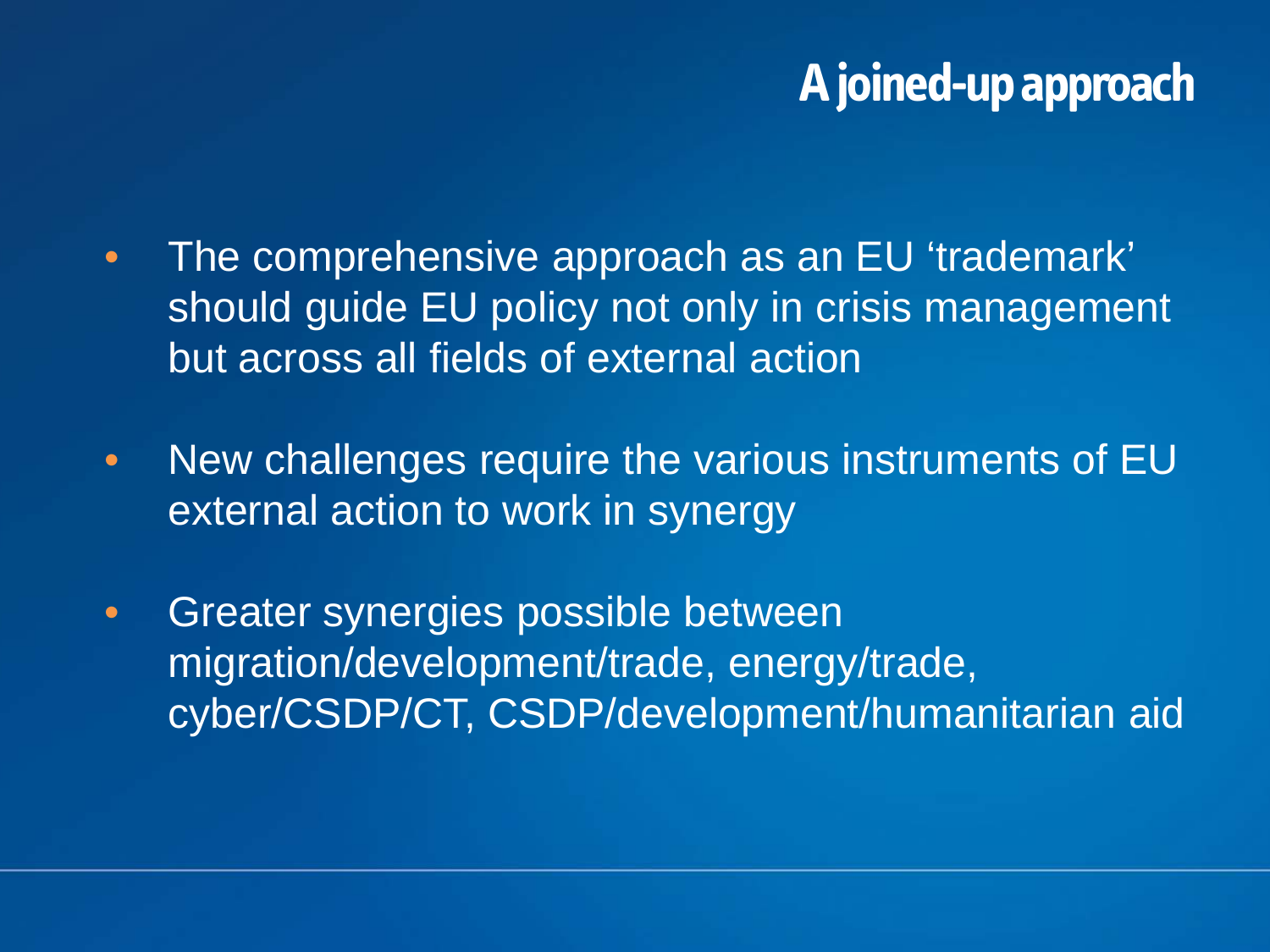# A joined-up approach

- The comprehensive approach as an EU 'trademark' should guide EU policy not only in crisis management but across all fields of external action
- New challenges require the various instruments of EU external action to work in synergy
- Greater synergies possible between migration/development/trade, energy/trade, cyber/CSDP/CT, CSDP/development/humanitarian aid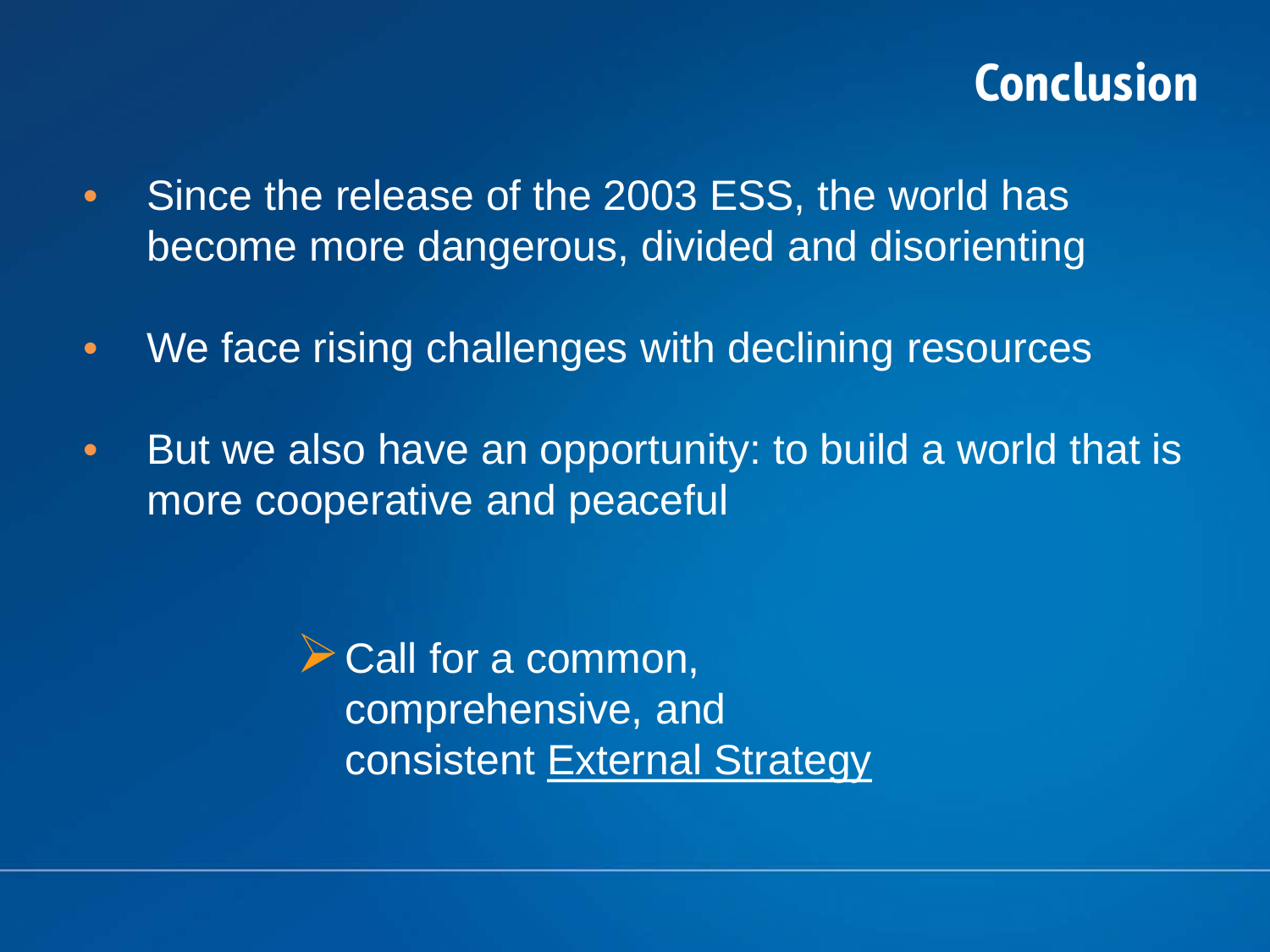# Conclusion

- Since the release of the 2003 ESS, the world has become more dangerous, divided and disorienting
- We face rising challenges with declining resources
- But we also have an opportunity: to build a world that is more cooperative and peaceful

  - Call for a common, comprehensive, and consistent External Strategy